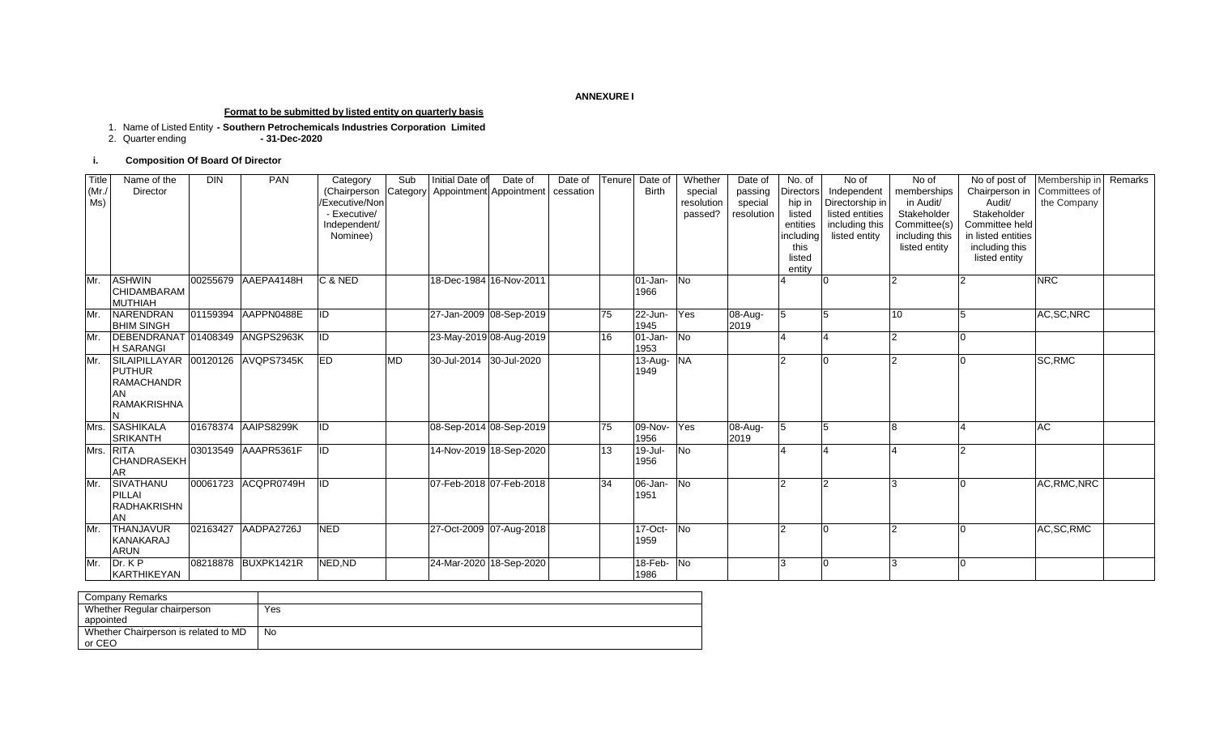**ANNEXURE I**

**Format to be submitted by listed entity on quarterly basis**

1. Name of Listed Entity **- Southern Petrochemicals Industries Corporation Limited**
2. Quarter ending **- 31-Dec-2020**

**i. Composition Of Board Of Director**

| Title (Mr./ Ms) | Name of the Director | DIN | PAN | Category (Chairperson /Executive/Non - Executive/ Independent/ Nominee) | Sub Category | Initial Date of Appointment | Date of Appointment | Date of cessation | Tenure | Date of Birth | Whether special resolution passed? | Date of passing special resolution | No. of Directorship in listed entities including this listed entity | No of Independent Directorship in listed entities including this listed entity | No of memberships in Audit/ Stakeholder Committee(s) including this listed entity | No of post of Chairperson in Audit/ Stakeholder Committee held in listed entities including this listed entity | Membership in Committees of the Company | Remarks |
|---|---|---|---|---|---|---|---|---|---|---|---|---|---|---|---|---|---|---|
| Mr. | ASHWIN CHIDAMBARAM MUTHIAH | 00255679 | AAEPA4148H | C & NED | | 18-Dec-1984 | 16-Nov-2011 | | | 01-Jan-1966 | No | | 4 | 0 | 2 | 2 | NRC | |
| Mr. | NARENDRAN BHIM SINGH | 01159394 | AAPPN0488E | ID | | 27-Jan-2009 | 08-Sep-2019 | | 75 | 22-Jun-1945 | Yes | 08-Aug-2019 | 5 | 5 | 10 | 5 | AC,SC,NRC | |
| Mr. | DEBENDRANATH SARANGI | 01408349 | ANGPS2963K | ID | | 23-May-2019 | 08-Aug-2019 | | 16 | 01-Jan-1953 | No | | 4 | 4 | 2 | 0 | | |
| Mr. | SILAIPILLAYAR PUTHUR RAMACHANDRAN RAMAKRISHNAN | 00120126 | AVQPS7345K | ED | MD | 30-Jul-2014 | 30-Jul-2020 | | | 13-Aug-1949 | NA | | 2 | 0 | 2 | 0 | SC,RMC | |
| Mrs. | SASHIKALA SRIKANTH | 01678374 | AAIPS8299K | ID | | 08-Sep-2014 | 08-Sep-2019 | | 75 | 09-Nov-1956 | Yes | 08-Aug-2019 | 5 | 5 | 8 | 4 | AC | |
| Mrs. | RITA CHANDRASEKHAR | 03013549 | AAAPR5361F | ID | | 14-Nov-2019 | 18-Sep-2020 | | 13 | 19-Jul-1956 | No | | 4 | 4 | 4 | 2 | | |
| Mr. | SIVATHANU PILLAI RADHAKRISHNAN | 00061723 | ACQPR0749H | ID | | 07-Feb-2018 | 07-Feb-2018 | | 34 | 06-Jan-1951 | No | | 2 | 2 | 3 | 0 | AC,RMC,NRC | |
| Mr. | THANJAVUR KANAKARAJ ARUN | 02163427 | AADPA2726J | NED | | 27-Oct-2009 | 07-Aug-2018 | | | 17-Oct-1959 | No | | 2 | 0 | 2 | 0 | AC,SC,RMC | |
| Mr. | Dr. K P KARTHIKEYAN | 08218878 | BUXPK1421R | NED,ND | | 24-Mar-2020 | 18-Sep-2020 | | | 18-Feb-1986 | No | | 3 | 0 | 3 | 0 | | |

| Company Remarks | |
|---|---|
| Whether Regular chairperson appointed | Yes |
| Whether Chairperson is related to MD or CEO | No |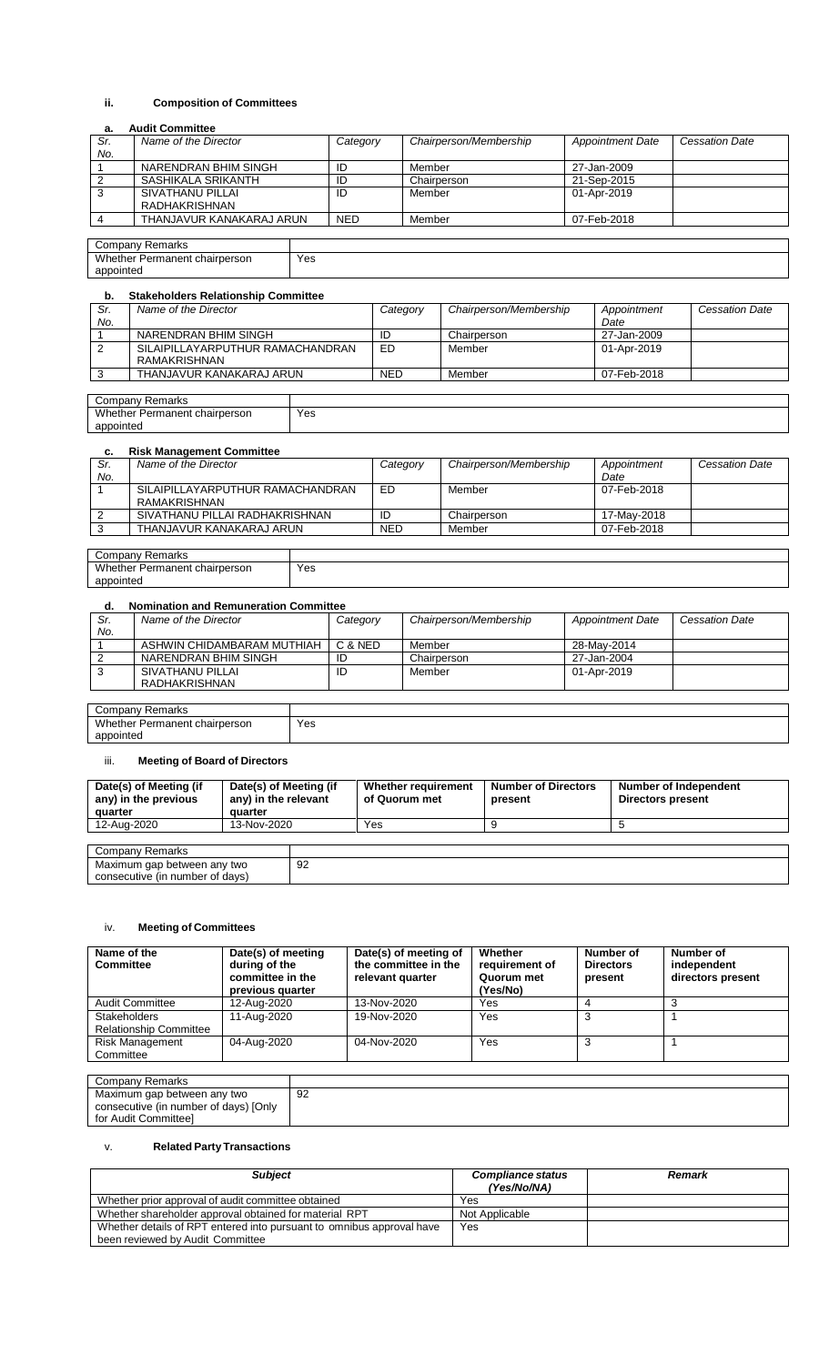### ii. Composition of Committees

#### a. Audit Committee

| Sr. No. | Name of the Director | Category | Chairperson/Membership | Appointment Date | Cessation Date |
|---|---|---|---|---|---|
| 1 | NARENDRAN BHIM SINGH | ID | Member | 27-Jan-2009 | |
| 2 | SASHIKALA SRIKANTH | ID | Chairperson | 21-Sep-2015 | |
| 3 | SIVATHANU PILLAI RADHAKRISHNAN | ID | Member | 01-Apr-2019 | |
| 4 | THANJAVUR KANAKARAJ ARUN | NED | Member | 07-Feb-2018 | |

| Company Remarks | |
|---|---|
| Whether Permanent chairperson appointed | Yes |

#### b. Stakeholders Relationship Committee

| Sr. No. | Name of the Director | Category | Chairperson/Membership | Appointment Date | Cessation Date |
|---|---|---|---|---|---|
| 1 | NARENDRAN BHIM SINGH | ID | Chairperson | 27-Jan-2009 | |
| 2 | SILAIPILLAYARPUTHUR RAMACHANDRAN RAMAKRISHNAN | ED | Member | 01-Apr-2019 | |
| 3 | THANJAVUR KANAKARAJ ARUN | NED | Member | 07-Feb-2018 | |

| Company Remarks | |
|---|---|
| Whether Permanent chairperson appointed | Yes |

#### c. Risk Management Committee

| Sr. No. | Name of the Director | Category | Chairperson/Membership | Appointment Date | Cessation Date |
|---|---|---|---|---|---|
| 1 | SILAIPILLAYARPUTHUR RAMACHANDRAN RAMAKRISHNAN | ED | Member | 07-Feb-2018 | |
| 2 | SIVATHANU PILLAI RADHAKRISHNAN | ID | Chairperson | 17-May-2018 | |
| 3 | THANJAVUR KANAKARAJ ARUN | NED | Member | 07-Feb-2018 | |

| Company Remarks | |
|---|---|
| Whether Permanent chairperson appointed | Yes |

#### d. Nomination and Remuneration Committee

| Sr. No. | Name of the Director | Category | Chairperson/Membership | Appointment Date | Cessation Date |
|---|---|---|---|---|---|
| 1 | ASHWIN CHIDAMBARAM MUTHIAH | C & NED | Member | 28-May-2014 | |
| 2 | NARENDRAN BHIM SINGH | ID | Chairperson | 27-Jan-2004 | |
| 3 | SIVATHANU PILLAI RADHAKRISHNAN | ID | Member | 01-Apr-2019 | |

| Company Remarks | |
|---|---|
| Whether Permanent chairperson appointed | Yes |

### iii. Meeting of Board of Directors

| Date(s) of Meeting (if any) in the previous quarter | Date(s) of Meeting (if any) in the relevant quarter | Whether requirement of Quorum met | Number of Directors present | Number of Independent Directors present |
|---|---|---|---|---|
| 12-Aug-2020 | 13-Nov-2020 | Yes | 9 | 5 |

| Company Remarks | |
|---|---|
| Maximum gap between any two consecutive (in number of days) | 92 |

### iv. Meeting of Committees

| Name of the Committee | Date(s) of meeting during of the committee in the previous quarter | Date(s) of meeting of the committee in the relevant quarter | Whether requirement of Quorum met (Yes/No) | Number of Directors present | Number of independent directors present |
|---|---|---|---|---|---|
| Audit Committee | 12-Aug-2020 | 13-Nov-2020 | Yes | 4 | 3 |
| Stakeholders Relationship Committee | 11-Aug-2020 | 19-Nov-2020 | Yes | 3 | 1 |
| Risk Management Committee | 04-Aug-2020 | 04-Nov-2020 | Yes | 3 | 1 |

| Company Remarks | |
|---|---|
| Maximum gap between any two consecutive (in number of days) [Only for Audit Committee] | 92 |

### v. Related Party Transactions

| *Subject* | *Compliance status (Yes/No/NA)* | *Remark* |
|---|---|---|
| Whether prior approval of audit committee obtained | Yes | |
| Whether shareholder approval obtained for material RPT | Not Applicable | |
| Whether details of RPT entered into pursuant to omnibus approval have been reviewed by Audit Committee | Yes | |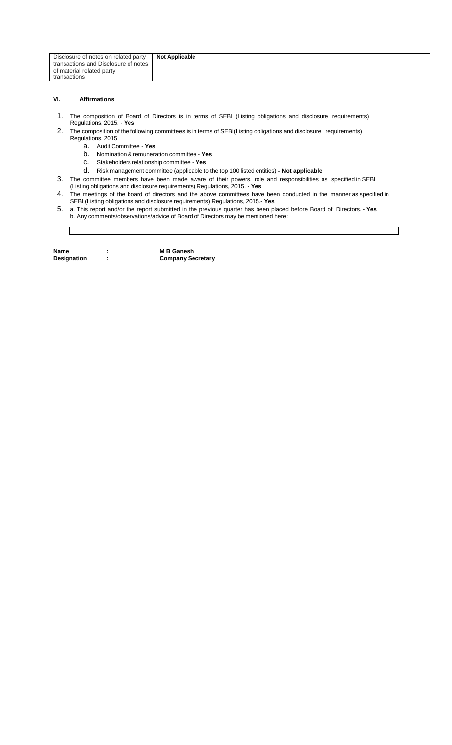| | |
|---|---|
| Disclosure of notes on related party transactions and Disclosure of notes of material related party transactions | **Not Applicable** |

**VI. Affirmations**

1. The composition of Board of Directors is in terms of SEBI (Listing obligations and disclosure requirements) Regulations, 2015. - **Yes**
2. The composition of the following committees is in terms of SEBI(Listing obligations and disclosure requirements) Regulations, 2015
   a. Audit Committee - **Yes**
   b. Nomination & remuneration committee - **Yes**
   c. Stakeholders relationship committee - **Yes**
   d. Risk management committee (applicable to the top 100 listed entities) **- Not applicable**
3. The committee members have been made aware of their powers, role and responsibilities as specified in SEBI (Listing obligations and disclosure requirements) Regulations, 2015. **- Yes**
4. The meetings of the board of directors and the above committees have been conducted in the manner as specified in SEBI (Listing obligations and disclosure requirements) Regulations, 2015.**- Yes**
5. a. This report and/or the report submitted in the previous quarter has been placed before Board of Directors. **- Yes**
   b. Any comments/observations/advice of Board of Directors may be mentioned here:

| |
|---|
| |

**Name** : **M B Ganesh**
**Designation** : **Company Secretary**